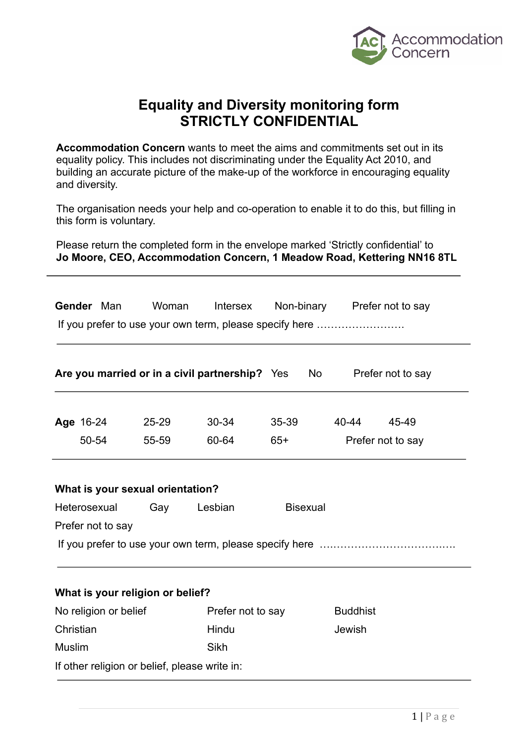# Equality and Diversity monitoring form
## STRICTLY CONFIDENTIAL

**Accommodation Concern** wants to meet the aims and commitments set out in its equality policy. This includes not discriminating under the Equality Act 2010, and building an accurate picture of the make-up of the workforce in encouraging equality and diversity.

The organisation needs your help and co-operation to enable it to do this, but filling in this form is voluntary.

Please return the completed form in the envelope marked 'Strictly confidential' to **Jo Moore, CEO, Accommodation Concern, 1 Meadow Road, Kettering NN16 8TL**

---

**Gender** Man Woman Intersex Non-binary Prefer not to say

If you prefer to use your own term, please specify here ……………………..

---

**Are you married or in a civil partnership?** Yes No Prefer not to say

---

**Age** 16-24 25-29 30-34 35-39 40-44 45-49

50-54 55-59 60-64 65+ Prefer not to say

---

**What is your sexual orientation?**

Heterosexual Gay Lesbian Bisexual

Prefer not to say

If you prefer to use your own term, please specify here ………………………….……

---

**What is your religion or belief?**

| | | |
|---|---|---|
| No religion or belief | Prefer not to say | Buddhist |
| Christian | Hindu | Jewish |
| Muslim | Sikh | |

If other religion or belief, please write in:

---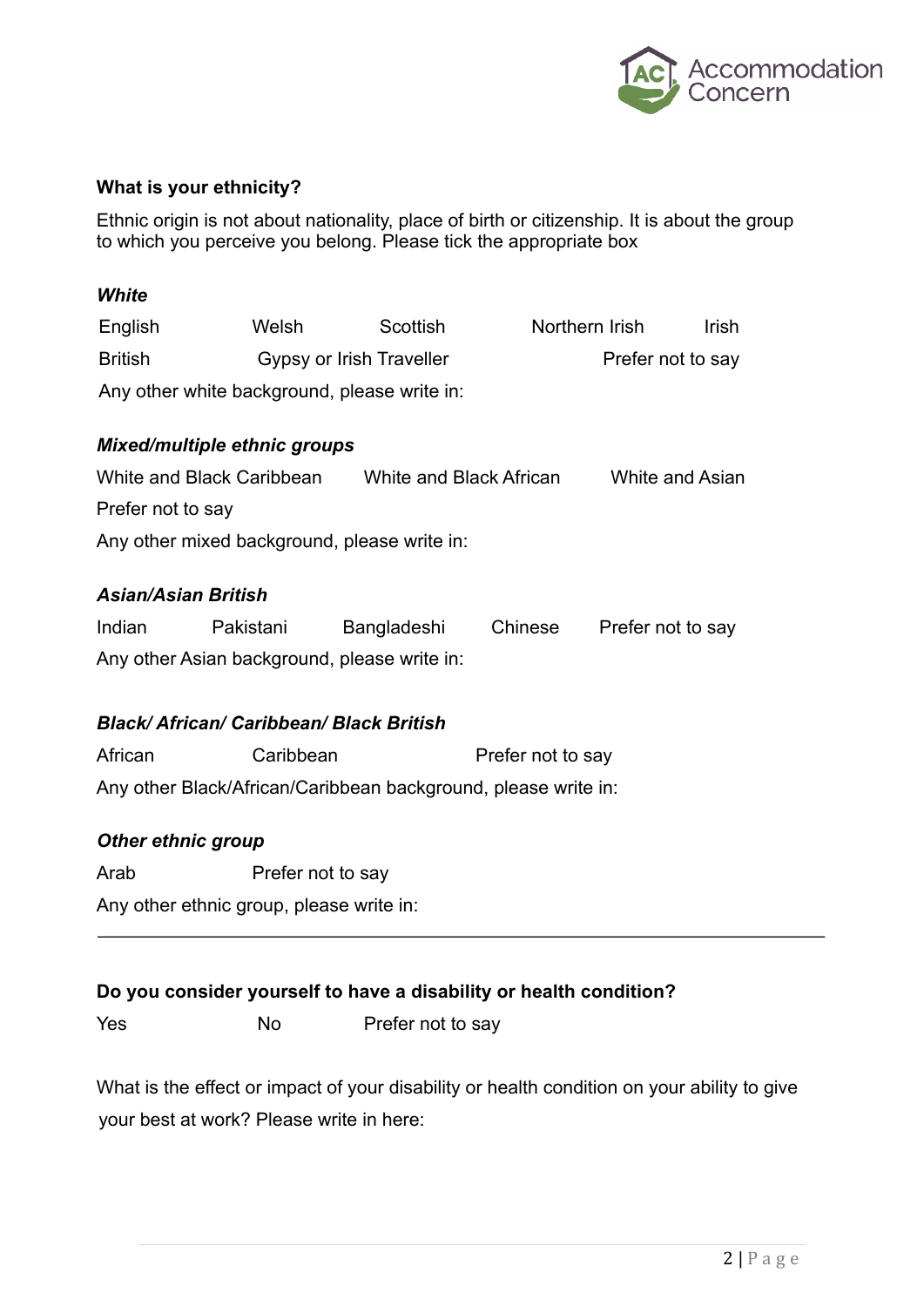**What is your ethnicity?**

Ethnic origin is not about nationality, place of birth or citizenship. It is about the group to which you perceive you belong. Please tick the appropriate box

***White***

English Welsh Scottish Northern Irish Irish

British Gypsy or Irish Traveller Prefer not to say

Any other white background, please write in:

***Mixed/multiple ethnic groups***

White and Black Caribbean White and Black African White and Asian

Prefer not to say

Any other mixed background, please write in:

***Asian/Asian British***

Indian Pakistani Bangladeshi Chinese Prefer not to say

Any other Asian background, please write in:

***Black/ African/ Caribbean/ Black British***

African Caribbean Prefer not to say

Any other Black/African/Caribbean background, please write in:

***Other ethnic group***

Arab Prefer not to say

Any other ethnic group, please write in:

---

**Do you consider yourself to have a disability or health condition?**

Yes No Prefer not to say

What is the effect or impact of your disability or health condition on your ability to give your best at work? Please write in here: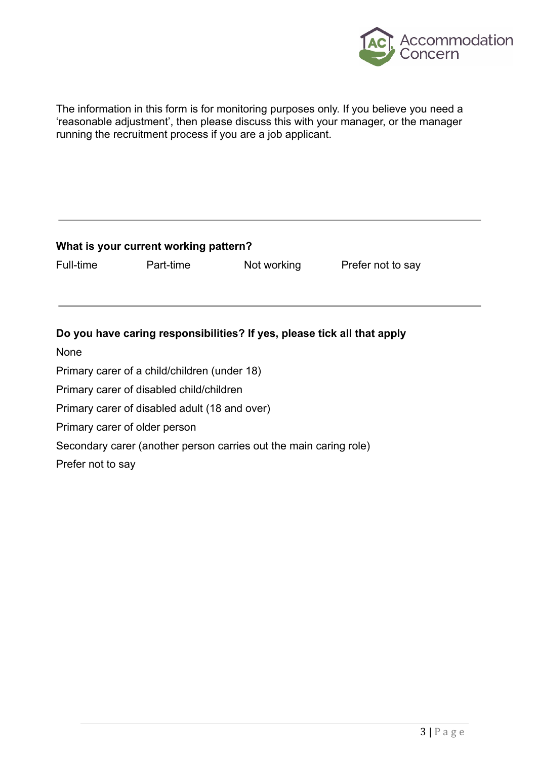The information in this form is for monitoring purposes only. If you believe you need a 'reasonable adjustment', then please discuss this with your manager, or the manager running the recruitment process if you are a job applicant.

---

**What is your current working pattern?**

Full-time  Part-time  Not working  Prefer not to say

---

**Do you have caring responsibilities? If yes, please tick all that apply**

None

Primary carer of a child/children (under 18)

Primary carer of disabled child/children

Primary carer of disabled adult (18 and over)

Primary carer of older person

Secondary carer (another person carries out the main caring role)

Prefer not to say